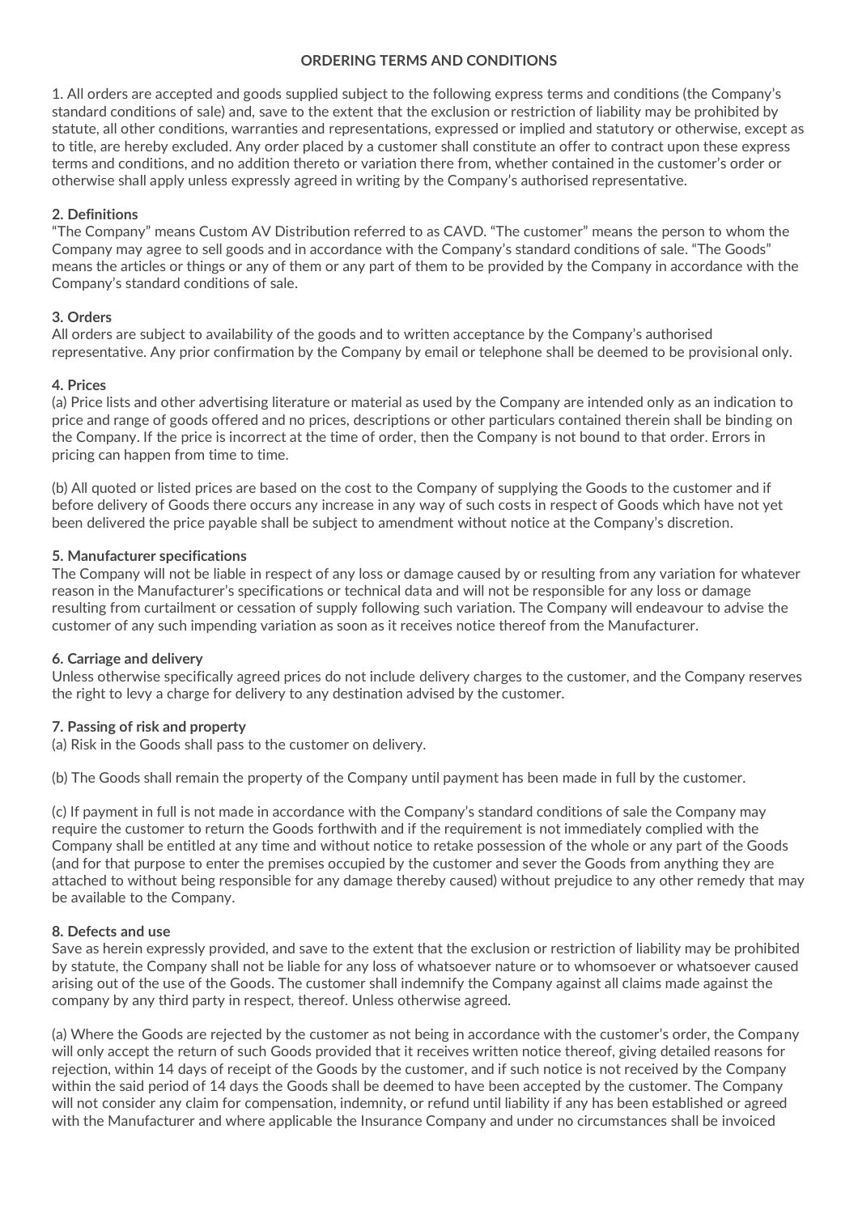# ORDERING TERMS AND CONDITIONS

1. All orders are accepted and goods supplied subject to the following express terms and conditions (the Company's standard conditions of sale) and, save to the extent that the exclusion or restriction of liability may be prohibited by statute, all other conditions, warranties and representations, expressed or implied and statutory or otherwise, except as to title, are hereby excluded. Any order placed by a customer shall constitute an offer to contract upon these express terms and conditions, and no addition thereto or variation there from, whether contained in the customer's order or otherwise shall apply unless expressly agreed in writing by the Company's authorised representative.

**2. Definitions**

"The Company" means Custom AV Distribution referred to as CAVD. "The customer" means the person to whom the Company may agree to sell goods and in accordance with the Company's standard conditions of sale. "The Goods" means the articles or things or any of them or any part of them to be provided by the Company in accordance with the Company's standard conditions of sale.

**3. Orders**

All orders are subject to availability of the goods and to written acceptance by the Company's authorised representative. Any prior confirmation by the Company by email or telephone shall be deemed to be provisional only.

**4. Prices**

(a) Price lists and other advertising literature or material as used by the Company are intended only as an indication to price and range of goods offered and no prices, descriptions or other particulars contained therein shall be binding on the Company. If the price is incorrect at the time of order, then the Company is not bound to that order. Errors in pricing can happen from time to time.

(b) All quoted or listed prices are based on the cost to the Company of supplying the Goods to the customer and if before delivery of Goods there occurs any increase in any way of such costs in respect of Goods which have not yet been delivered the price payable shall be subject to amendment without notice at the Company's discretion.

**5. Manufacturer specifications**

The Company will not be liable in respect of any loss or damage caused by or resulting from any variation for whatever reason in the Manufacturer's specifications or technical data and will not be responsible for any loss or damage resulting from curtailment or cessation of supply following such variation. The Company will endeavour to advise the customer of any such impending variation as soon as it receives notice thereof from the Manufacturer.

**6. Carriage and delivery**

Unless otherwise specifically agreed prices do not include delivery charges to the customer, and the Company reserves the right to levy a charge for delivery to any destination advised by the customer.

**7. Passing of risk and property**

(a) Risk in the Goods shall pass to the customer on delivery.

(b) The Goods shall remain the property of the Company until payment has been made in full by the customer.

(c) If payment in full is not made in accordance with the Company's standard conditions of sale the Company may require the customer to return the Goods forthwith and if the requirement is not immediately complied with the Company shall be entitled at any time and without notice to retake possession of the whole or any part of the Goods (and for that purpose to enter the premises occupied by the customer and sever the Goods from anything they are attached to without being responsible for any damage thereby caused) without prejudice to any other remedy that may be available to the Company.

**8. Defects and use**

Save as herein expressly provided, and save to the extent that the exclusion or restriction of liability may be prohibited by statute, the Company shall not be liable for any loss of whatsoever nature or to whomsoever or whatsoever caused arising out of the use of the Goods. The customer shall indemnify the Company against all claims made against the company by any third party in respect, thereof. Unless otherwise agreed.

(a) Where the Goods are rejected by the customer as not being in accordance with the customer's order, the Company will only accept the return of such Goods provided that it receives written notice thereof, giving detailed reasons for rejection, within 14 days of receipt of the Goods by the customer, and if such notice is not received by the Company within the said period of 14 days the Goods shall be deemed to have been accepted by the customer. The Company will not consider any claim for compensation, indemnity, or refund until liability if any has been established or agreed with the Manufacturer and where applicable the Insurance Company and under no circumstances shall be invoiced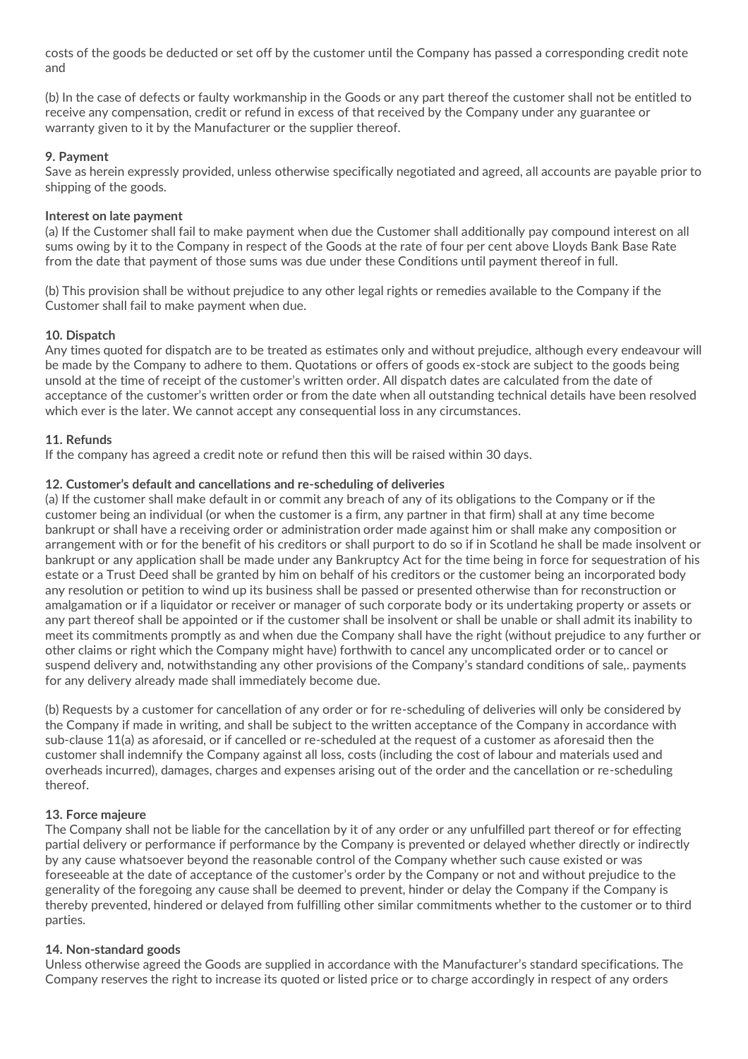costs of the goods be deducted or set off by the customer until the Company has passed a corresponding credit note and

(b) In the case of defects or faulty workmanship in the Goods or any part thereof the customer shall not be entitled to receive any compensation, credit or refund in excess of that received by the Company under any guarantee or warranty given to it by the Manufacturer or the supplier thereof.

**9. Payment**
Save as herein expressly provided, unless otherwise specifically negotiated and agreed, all accounts are payable prior to shipping of the goods.

**Interest on late payment**
(a) If the Customer shall fail to make payment when due the Customer shall additionally pay compound interest on all sums owing by it to the Company in respect of the Goods at the rate of four per cent above Lloyds Bank Base Rate from the date that payment of those sums was due under these Conditions until payment thereof in full.

(b) This provision shall be without prejudice to any other legal rights or remedies available to the Company if the Customer shall fail to make payment when due.

**10. Dispatch**
Any times quoted for dispatch are to be treated as estimates only and without prejudice, although every endeavour will be made by the Company to adhere to them. Quotations or offers of goods ex-stock are subject to the goods being unsold at the time of receipt of the customer's written order. All dispatch dates are calculated from the date of acceptance of the customer's written order or from the date when all outstanding technical details have been resolved which ever is the later. We cannot accept any consequential loss in any circumstances.

**11. Refunds**
If the company has agreed a credit note or refund then this will be raised within 30 days.

**12. Customer's default and cancellations and re-scheduling of deliveries**
(a) If the customer shall make default in or commit any breach of any of its obligations to the Company or if the customer being an individual (or when the customer is a firm, any partner in that firm) shall at any time become bankrupt or shall have a receiving order or administration order made against him or shall make any composition or arrangement with or for the benefit of his creditors or shall purport to do so if in Scotland he shall be made insolvent or bankrupt or any application shall be made under any Bankruptcy Act for the time being in force for sequestration of his estate or a Trust Deed shall be granted by him on behalf of his creditors or the customer being an incorporated body any resolution or petition to wind up its business shall be passed or presented otherwise than for reconstruction or amalgamation or if a liquidator or receiver or manager of such corporate body or its undertaking property or assets or any part thereof shall be appointed or if the customer shall be insolvent or shall be unable or shall admit its inability to meet its commitments promptly as and when due the Company shall have the right (without prejudice to any further or other claims or right which the Company might have) forthwith to cancel any uncomplicated order or to cancel or suspend delivery and, notwithstanding any other provisions of the Company's standard conditions of sale,. payments for any delivery already made shall immediately become due.

(b) Requests by a customer for cancellation of any order or for re-scheduling of deliveries will only be considered by the Company if made in writing, and shall be subject to the written acceptance of the Company in accordance with sub-clause 11(a) as aforesaid, or if cancelled or re-scheduled at the request of a customer as aforesaid then the customer shall indemnify the Company against all loss, costs (including the cost of labour and materials used and overheads incurred), damages, charges and expenses arising out of the order and the cancellation or re-scheduling thereof.

**13. Force majeure**
The Company shall not be liable for the cancellation by it of any order or any unfulfilled part thereof or for effecting partial delivery or performance if performance by the Company is prevented or delayed whether directly or indirectly by any cause whatsoever beyond the reasonable control of the Company whether such cause existed or was foreseeable at the date of acceptance of the customer's order by the Company or not and without prejudice to the generality of the foregoing any cause shall be deemed to prevent, hinder or delay the Company if the Company is thereby prevented, hindered or delayed from fulfilling other similar commitments whether to the customer or to third parties.

**14. Non-standard goods**
Unless otherwise agreed the Goods are supplied in accordance with the Manufacturer's standard specifications. The Company reserves the right to increase its quoted or listed price or to charge accordingly in respect of any orders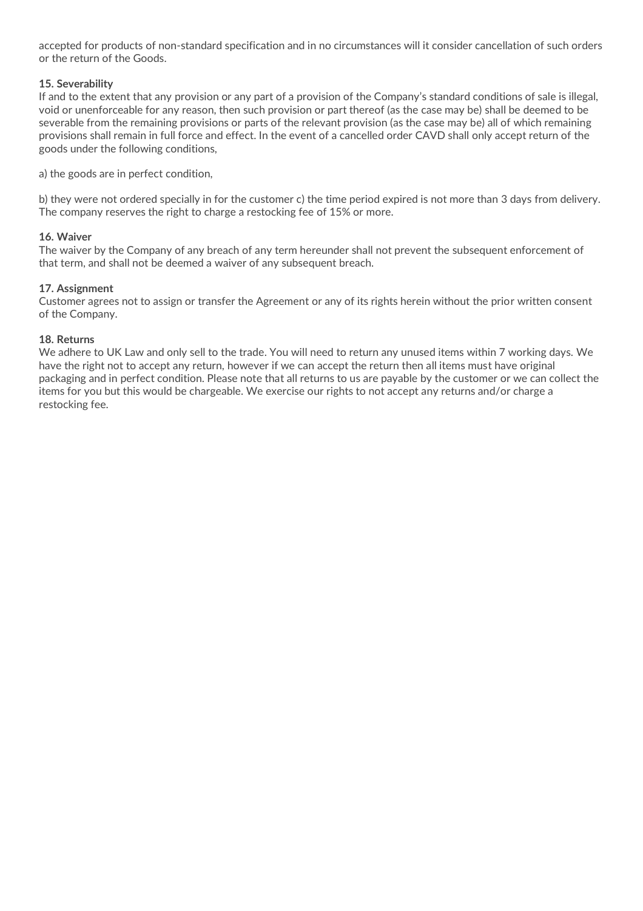accepted for products of non-standard specification and in no circumstances will it consider cancellation of such orders or the return of the Goods.

**15. Severability**
If and to the extent that any provision or any part of a provision of the Company's standard conditions of sale is illegal, void or unenforceable for any reason, then such provision or part thereof (as the case may be) shall be deemed to be severable from the remaining provisions or parts of the relevant provision (as the case may be) all of which remaining provisions shall remain in full force and effect. In the event of a cancelled order CAVD shall only accept return of the goods under the following conditions,

a) the goods are in perfect condition,

b) they were not ordered specially in for the customer c) the time period expired is not more than 3 days from delivery. The company reserves the right to charge a restocking fee of 15% or more.

**16. Waiver**
The waiver by the Company of any breach of any term hereunder shall not prevent the subsequent enforcement of that term, and shall not be deemed a waiver of any subsequent breach.

**17. Assignment**
Customer agrees not to assign or transfer the Agreement or any of its rights herein without the prior written consent of the Company.

**18. Returns**
We adhere to UK Law and only sell to the trade. You will need to return any unused items within 7 working days. We have the right not to accept any return, however if we can accept the return then all items must have original packaging and in perfect condition. Please note that all returns to us are payable by the customer or we can collect the items for you but this would be chargeable. We exercise our rights to not accept any returns and/or charge a restocking fee.